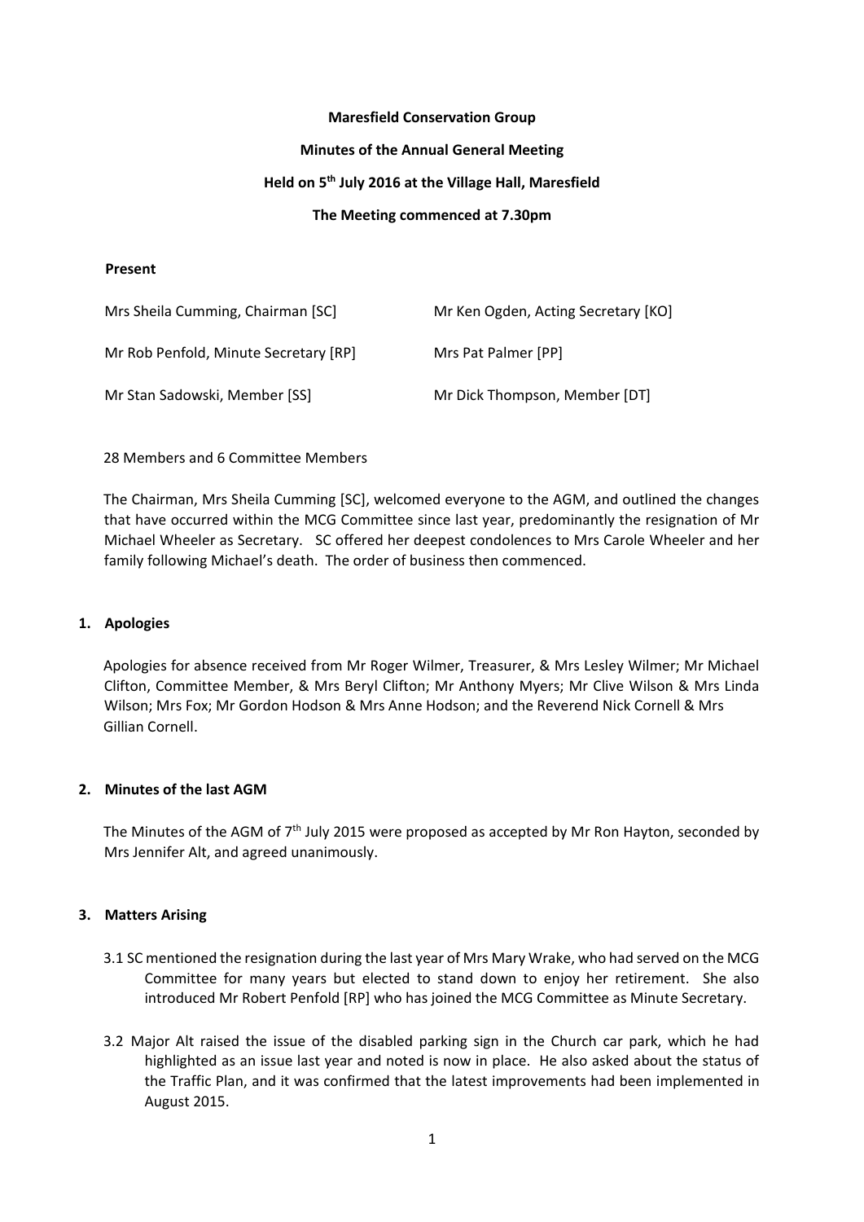**Maresfield Conservation Group**

**Minutes of the Annual General Meeting**

**Held on 5th July 2016 at the Village Hall, Maresfield**

**The Meeting commenced at 7.30pm**

**Present**

| | |
|---|---|
| Mrs Sheila Cumming, Chairman [SC] | Mr Ken Ogden, Acting Secretary [KO] |
| Mr Rob Penfold, Minute Secretary [RP] | Mrs Pat Palmer [PP] |
| Mr Stan Sadowski, Member [SS] | Mr Dick Thompson, Member [DT] |

28 Members and 6 Committee Members

The Chairman, Mrs Sheila Cumming [SC], welcomed everyone to the AGM, and outlined the changes that have occurred within the MCG Committee since last year, predominantly the resignation of Mr Michael Wheeler as Secretary. SC offered her deepest condolences to Mrs Carole Wheeler and her family following Michael's death. The order of business then commenced.

## 1. Apologies

Apologies for absence received from Mr Roger Wilmer, Treasurer, & Mrs Lesley Wilmer; Mr Michael Clifton, Committee Member, & Mrs Beryl Clifton; Mr Anthony Myers; Mr Clive Wilson & Mrs Linda Wilson; Mrs Fox; Mr Gordon Hodson & Mrs Anne Hodson; and the Reverend Nick Cornell & Mrs Gillian Cornell.

## 2. Minutes of the last AGM

The Minutes of the AGM of 7th July 2015 were proposed as accepted by Mr Ron Hayton, seconded by Mrs Jennifer Alt, and agreed unanimously.

## 3. Matters Arising

3.1 SC mentioned the resignation during the last year of Mrs Mary Wrake, who had served on the MCG Committee for many years but elected to stand down to enjoy her retirement. She also introduced Mr Robert Penfold [RP] who has joined the MCG Committee as Minute Secretary.

3.2 Major Alt raised the issue of the disabled parking sign in the Church car park, which he had highlighted as an issue last year and noted is now in place. He also asked about the status of the Traffic Plan, and it was confirmed that the latest improvements had been implemented in August 2015.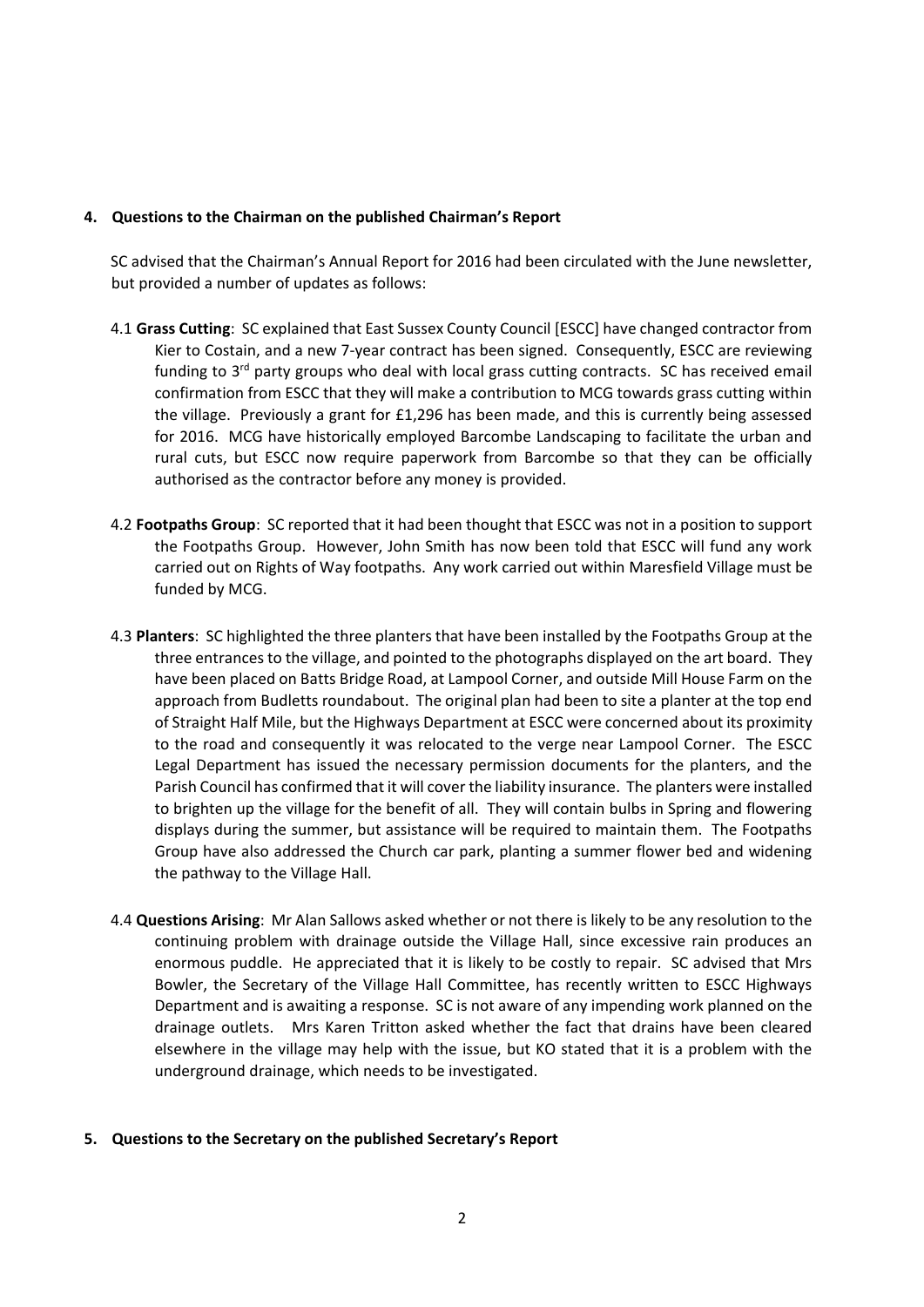**4. Questions to the Chairman on the published Chairman's Report**

SC advised that the Chairman's Annual Report for 2016 had been circulated with the June newsletter, but provided a number of updates as follows:

4.1 **Grass Cutting**: SC explained that East Sussex County Council [ESCC] have changed contractor from Kier to Costain, and a new 7-year contract has been signed. Consequently, ESCC are reviewing funding to 3rd party groups who deal with local grass cutting contracts. SC has received email confirmation from ESCC that they will make a contribution to MCG towards grass cutting within the village. Previously a grant for £1,296 has been made, and this is currently being assessed for 2016. MCG have historically employed Barcombe Landscaping to facilitate the urban and rural cuts, but ESCC now require paperwork from Barcombe so that they can be officially authorised as the contractor before any money is provided.

4.2 **Footpaths Group**: SC reported that it had been thought that ESCC was not in a position to support the Footpaths Group. However, John Smith has now been told that ESCC will fund any work carried out on Rights of Way footpaths. Any work carried out within Maresfield Village must be funded by MCG.

4.3 **Planters**: SC highlighted the three planters that have been installed by the Footpaths Group at the three entrances to the village, and pointed to the photographs displayed on the art board. They have been placed on Batts Bridge Road, at Lampool Corner, and outside Mill House Farm on the approach from Budletts roundabout. The original plan had been to site a planter at the top end of Straight Half Mile, but the Highways Department at ESCC were concerned about its proximity to the road and consequently it was relocated to the verge near Lampool Corner. The ESCC Legal Department has issued the necessary permission documents for the planters, and the Parish Council has confirmed that it will cover the liability insurance. The planters were installed to brighten up the village for the benefit of all. They will contain bulbs in Spring and flowering displays during the summer, but assistance will be required to maintain them. The Footpaths Group have also addressed the Church car park, planting a summer flower bed and widening the pathway to the Village Hall.

4.4 **Questions Arising**: Mr Alan Sallows asked whether or not there is likely to be any resolution to the continuing problem with drainage outside the Village Hall, since excessive rain produces an enormous puddle. He appreciated that it is likely to be costly to repair. SC advised that Mrs Bowler, the Secretary of the Village Hall Committee, has recently written to ESCC Highways Department and is awaiting a response. SC is not aware of any impending work planned on the drainage outlets. Mrs Karen Tritton asked whether the fact that drains have been cleared elsewhere in the village may help with the issue, but KO stated that it is a problem with the underground drainage, which needs to be investigated.

**5. Questions to the Secretary on the published Secretary's Report**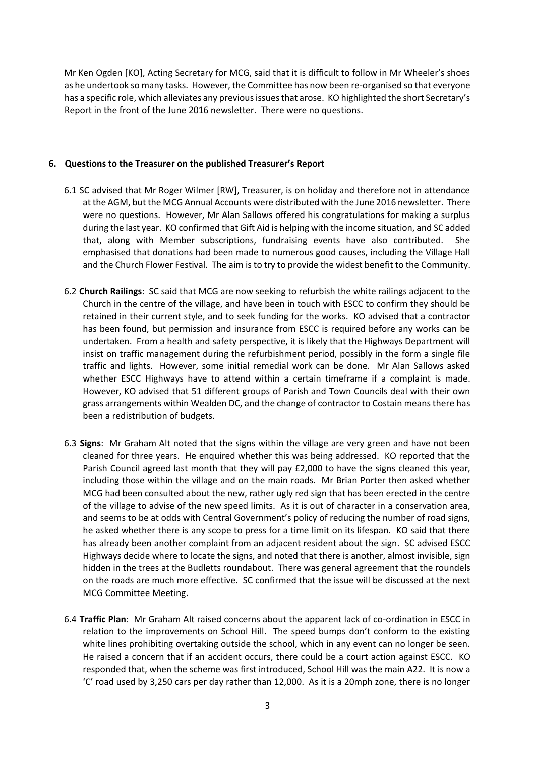Mr Ken Ogden [KO], Acting Secretary for MCG, said that it is difficult to follow in Mr Wheeler's shoes as he undertook so many tasks. However, the Committee has now been re-organised so that everyone has a specific role, which alleviates any previous issues that arose. KO highlighted the short Secretary's Report in the front of the June 2016 newsletter. There were no questions.

**6. Questions to the Treasurer on the published Treasurer's Report**

6.1 SC advised that Mr Roger Wilmer [RW], Treasurer, is on holiday and therefore not in attendance at the AGM, but the MCG Annual Accounts were distributed with the June 2016 newsletter. There were no questions. However, Mr Alan Sallows offered his congratulations for making a surplus during the last year. KO confirmed that Gift Aid is helping with the income situation, and SC added that, along with Member subscriptions, fundraising events have also contributed. She emphasised that donations had been made to numerous good causes, including the Village Hall and the Church Flower Festival. The aim is to try to provide the widest benefit to the Community.

6.2 **Church Railings**: SC said that MCG are now seeking to refurbish the white railings adjacent to the Church in the centre of the village, and have been in touch with ESCC to confirm they should be retained in their current style, and to seek funding for the works. KO advised that a contractor has been found, but permission and insurance from ESCC is required before any works can be undertaken. From a health and safety perspective, it is likely that the Highways Department will insist on traffic management during the refurbishment period, possibly in the form a single file traffic and lights. However, some initial remedial work can be done. Mr Alan Sallows asked whether ESCC Highways have to attend within a certain timeframe if a complaint is made. However, KO advised that 51 different groups of Parish and Town Councils deal with their own grass arrangements within Wealden DC, and the change of contractor to Costain means there has been a redistribution of budgets.

6.3 **Signs**: Mr Graham Alt noted that the signs within the village are very green and have not been cleaned for three years. He enquired whether this was being addressed. KO reported that the Parish Council agreed last month that they will pay £2,000 to have the signs cleaned this year, including those within the village and on the main roads. Mr Brian Porter then asked whether MCG had been consulted about the new, rather ugly red sign that has been erected in the centre of the village to advise of the new speed limits. As it is out of character in a conservation area, and seems to be at odds with Central Government's policy of reducing the number of road signs, he asked whether there is any scope to press for a time limit on its lifespan. KO said that there has already been another complaint from an adjacent resident about the sign. SC advised ESCC Highways decide where to locate the signs, and noted that there is another, almost invisible, sign hidden in the trees at the Budletts roundabout. There was general agreement that the roundels on the roads are much more effective. SC confirmed that the issue will be discussed at the next MCG Committee Meeting.

6.4 **Traffic Plan**: Mr Graham Alt raised concerns about the apparent lack of co-ordination in ESCC in relation to the improvements on School Hill. The speed bumps don't conform to the existing white lines prohibiting overtaking outside the school, which in any event can no longer be seen. He raised a concern that if an accident occurs, there could be a court action against ESCC. KO responded that, when the scheme was first introduced, School Hill was the main A22. It is now a 'C' road used by 3,250 cars per day rather than 12,000. As it is a 20mph zone, there is no longer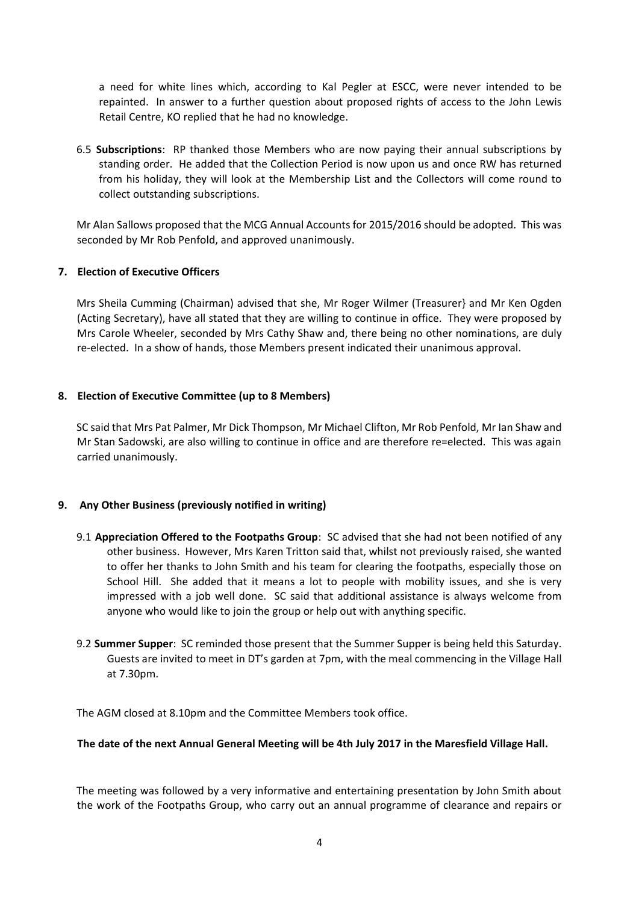a need for white lines which, according to Kal Pegler at ESCC, were never intended to be repainted. In answer to a further question about proposed rights of access to the John Lewis Retail Centre, KO replied that he had no knowledge.

6.5 **Subscriptions**: RP thanked those Members who are now paying their annual subscriptions by standing order. He added that the Collection Period is now upon us and once RW has returned from his holiday, they will look at the Membership List and the Collectors will come round to collect outstanding subscriptions.

Mr Alan Sallows proposed that the MCG Annual Accounts for 2015/2016 should be adopted. This was seconded by Mr Rob Penfold, and approved unanimously.

**7. Election of Executive Officers**

Mrs Sheila Cumming (Chairman) advised that she, Mr Roger Wilmer (Treasurer} and Mr Ken Ogden (Acting Secretary), have all stated that they are willing to continue in office. They were proposed by Mrs Carole Wheeler, seconded by Mrs Cathy Shaw and, there being no other nominations, are duly re-elected. In a show of hands, those Members present indicated their unanimous approval.

**8. Election of Executive Committee (up to 8 Members)**

SC said that Mrs Pat Palmer, Mr Dick Thompson, Mr Michael Clifton, Mr Rob Penfold, Mr Ian Shaw and Mr Stan Sadowski, are also willing to continue in office and are therefore re=elected. This was again carried unanimously.

**9. Any Other Business (previously notified in writing)**

9.1 **Appreciation Offered to the Footpaths Group**: SC advised that she had not been notified of any other business. However, Mrs Karen Tritton said that, whilst not previously raised, she wanted to offer her thanks to John Smith and his team for clearing the footpaths, especially those on School Hill. She added that it means a lot to people with mobility issues, and she is very impressed with a job well done. SC said that additional assistance is always welcome from anyone who would like to join the group or help out with anything specific.

9.2 **Summer Supper**: SC reminded those present that the Summer Supper is being held this Saturday. Guests are invited to meet in DT's garden at 7pm, with the meal commencing in the Village Hall at 7.30pm.

The AGM closed at 8.10pm and the Committee Members took office.

**The date of the next Annual General Meeting will be 4th July 2017 in the Maresfield Village Hall.**

The meeting was followed by a very informative and entertaining presentation by John Smith about the work of the Footpaths Group, who carry out an annual programme of clearance and repairs or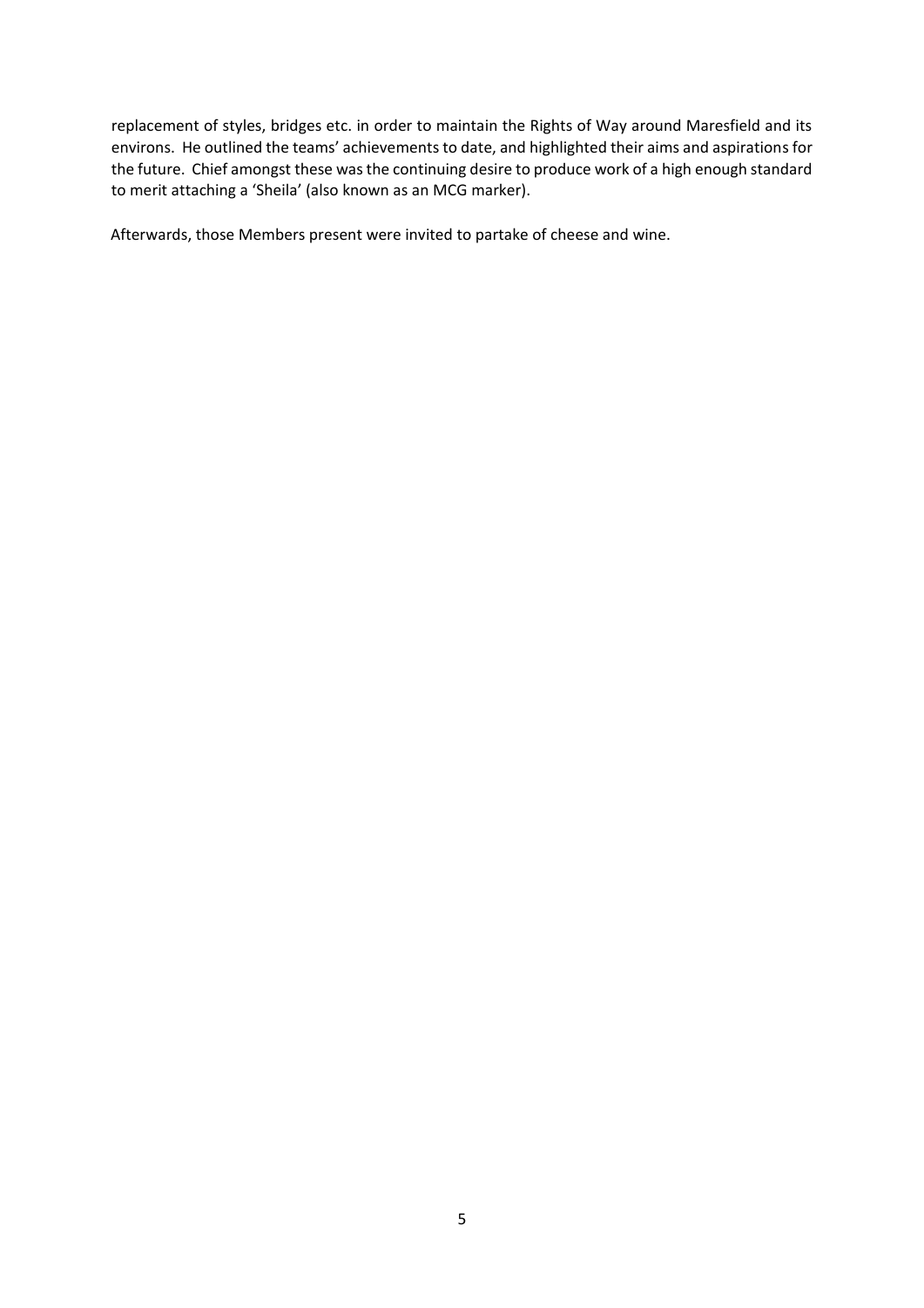replacement of styles, bridges etc. in order to maintain the Rights of Way around Maresfield and its environs. He outlined the teams' achievements to date, and highlighted their aims and aspirations for the future. Chief amongst these was the continuing desire to produce work of a high enough standard to merit attaching a 'Sheila' (also known as an MCG marker).

Afterwards, those Members present were invited to partake of cheese and wine.